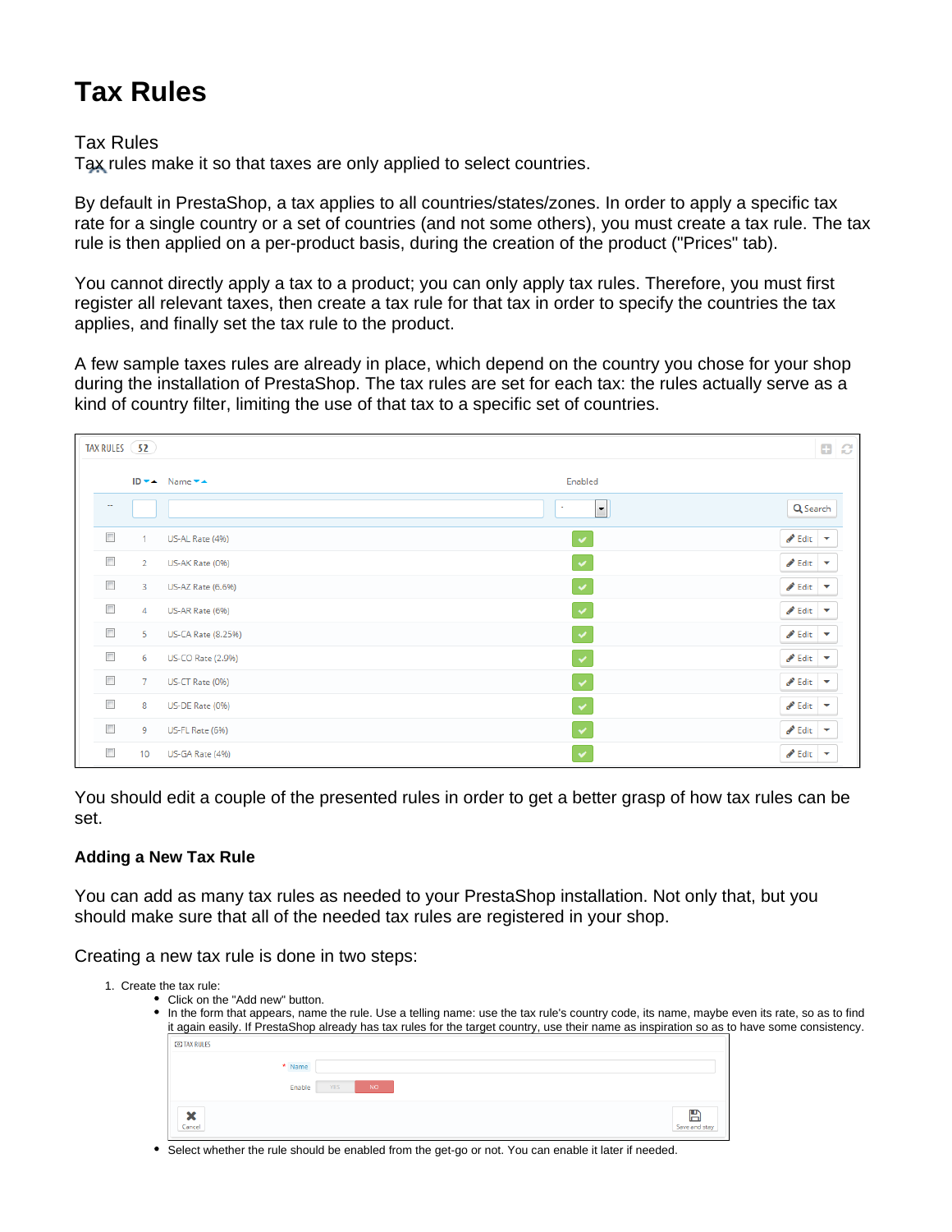# Tax Rules

Tax Rules

Tax rules make it so that taxes are only applied to select countries.

By default in PrestaShop, a tax applies to all countries/states/zones. In order to apply a specific tax rate for a single country or a set of countries (and not some others), you must create a tax rule. The tax rule is then applied on a per-product basis, during the creation of the product ("Prices" tab).

You cannot directly apply a tax to a product; you can only apply tax rules. Therefore, you must first register all relevant taxes, then create a tax rule for that tax in order to specify the countries the tax applies, and finally set the tax rule to the product.

A few sample taxes rules are already in place, which depend on the country you chose for your shop during the installation of PrestaShop. The tax rules are set for each tax: the rules actually serve as a kind of country filter, limiting the use of that tax to a specific set of countries.

TAX RULES 52

| | ID | Name | Enabled | |
|---|---|---|---|---|
| -- | | | - | Search |
| | 1 | US-AL Rate (4%) | ✓ | Edit |
| | 2 | US-AK Rate (0%) | ✓ | Edit |
| | 3 | US-AZ Rate (6.6%) | ✓ | Edit |
| | 4 | US-AR Rate (6%) | ✓ | Edit |
| | 5 | US-CA Rate (8.25%) | ✓ | Edit |
| | 6 | US-CO Rate (2.9%) | ✓ | Edit |
| | 7 | US-CT Rate (0%) | ✓ | Edit |
| | 8 | US-DE Rate (0%) | ✓ | Edit |
| | 9 | US-FL Rate (6%) | ✓ | Edit |
| | 10 | US-GA Rate (4%) | ✓ | Edit |

You should edit a couple of the presented rules in order to get a better grasp of how tax rules can be set.

### Adding a New Tax Rule

You can add as many tax rules as needed to your PrestaShop installation. Not only that, but you should make sure that all of the needed tax rules are registered in your shop.

Creating a new tax rule is done in two steps:

1. Create the tax rule:
   - Click on the "Add new" button.
   - In the form that appears, name the rule. Use a telling name: use the tax rule's country code, its name, maybe even its rate, so as to find it again easily. If PrestaShop already has tax rules for the target country, use their name as inspiration so as to have some consistency.

     TAX RULES

     \* Name: [ ]

     Enable: YES / NO

     Cancel | Save and stay
   - Select whether the rule should be enabled from the get-go or not. You can enable it later if needed.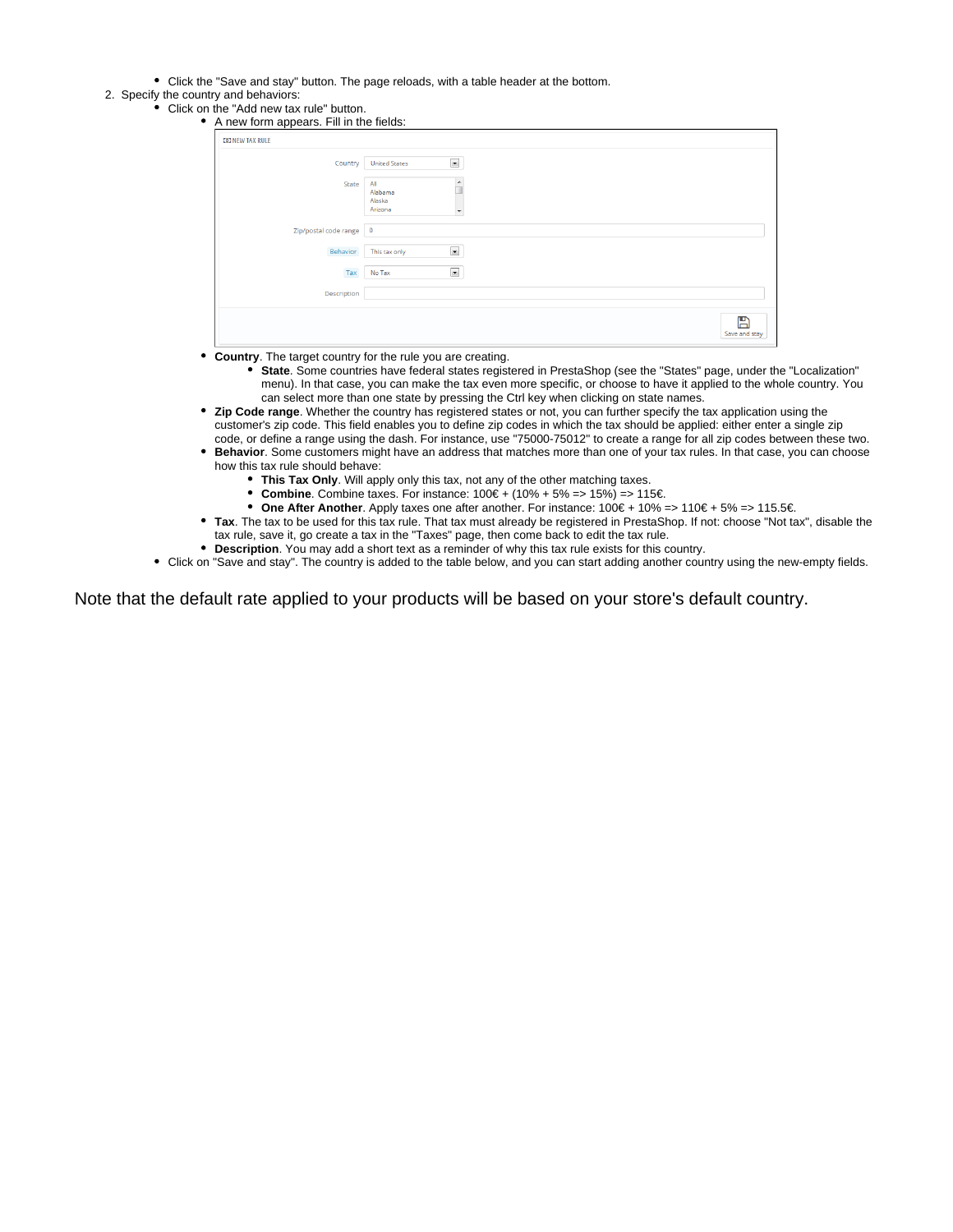- Click the "Save and stay" button. The page reloads, with a table header at the bottom.

2. Specify the country and behaviors:
    - Click on the "Add new tax rule" button.
        - A new form appears. Fill in the fields:

        - **Country**. The target country for the rule you are creating.
            - **State**. Some countries have federal states registered in PrestaShop (see the "States" page, under the "Localization" menu). In that case, you can make the tax even more specific, or choose to have it applied to the whole country. You can select more than one state by pressing the Ctrl key when clicking on state names.
        - **Zip Code range**. Whether the country has registered states or not, you can further specify the tax application using the customer's zip code. This field enables you to define zip codes in which the tax should be applied: either enter a single zip code, or define a range using the dash. For instance, use "75000-75012" to create a range for all zip codes between these two.
        - **Behavior**. Some customers might have an address that matches more than one of your tax rules. In that case, you can choose how this tax rule should behave:
            - **This Tax Only**. Will apply only this tax, not any of the other matching taxes.
            - **Combine**. Combine taxes. For instance: 100€ + (10% + 5% => 15%) => 115€.
            - **One After Another**. Apply taxes one after another. For instance: 100€ + 10% => 110€ + 5% => 115.5€.
        - **Tax**. The tax to be used for this tax rule. That tax must already be registered in PrestaShop. If not: choose "Not tax", disable the tax rule, save it, go create a tax in the "Taxes" page, then come back to edit the tax rule.
        - **Description**. You may add a short text as a reminder of why this tax rule exists for this country.
    - Click on "Save and stay". The country is added to the table below, and you can start adding another country using the new-empty fields.

Note that the default rate applied to your products will be based on your store's default country.